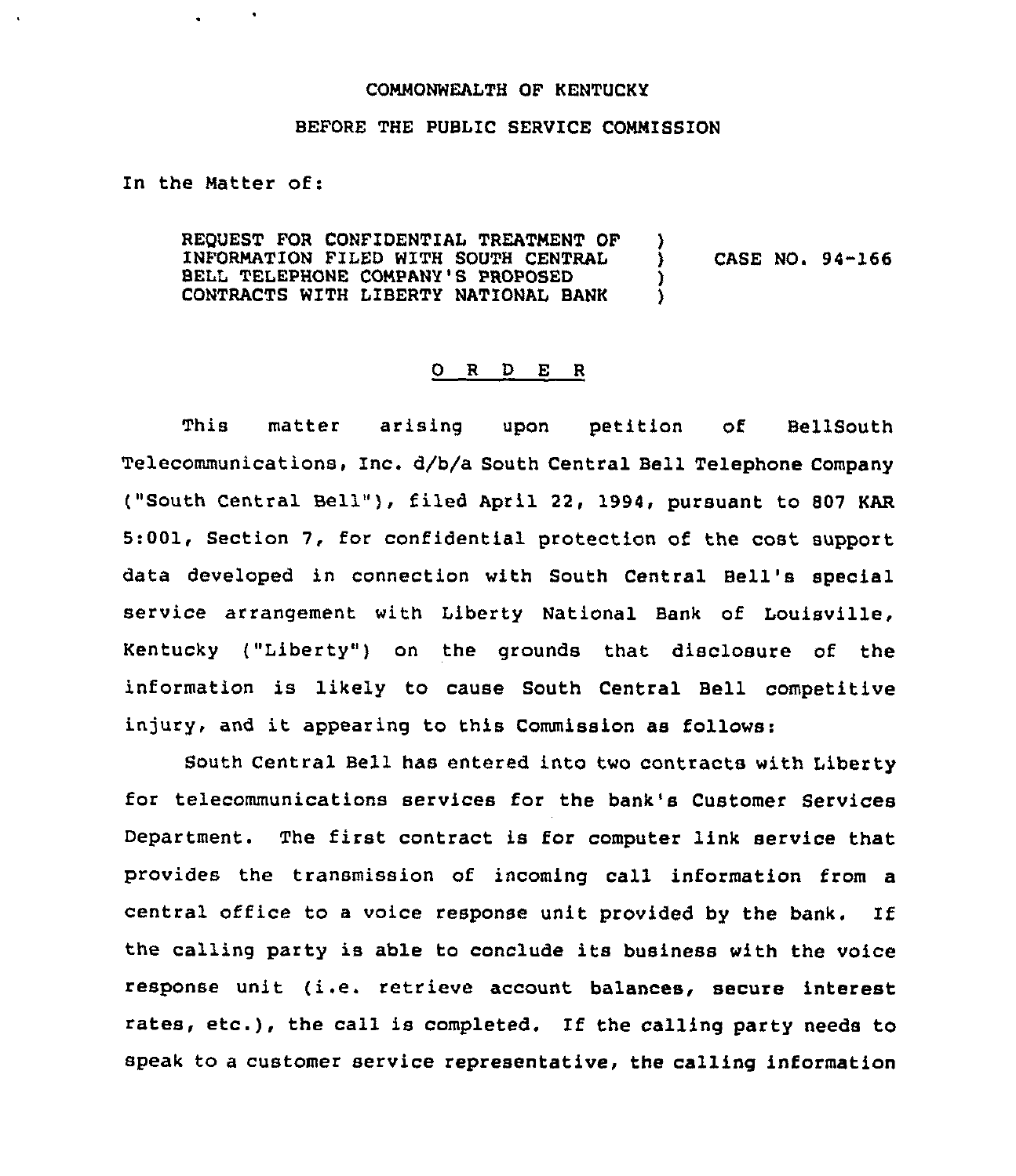COMMONWEALTH OF KENTUCKY

BEFORE THE PUBLIC SERVICE COMMISSION

In the Matter of:

REQUEST FOR CONFIDENTIAL TREATMENT OF INFORMATION FILED WITH SOUTH CENTRAL BELL TELEPHONE COMPANY'S PROPOSED CONTRACTS WITH LIBERTY NATIONAL BANK ) CASE NO. 94-166

# ORDER

This matter arising upon petition of BellSouth Telecommunications, Inc. d/b/a South Central Bell Telephone Company ("South Central Bell"), filed April 22, 1994, pursuant to 807 KAR 5:001, Section 7, for confidential protection of the cost support data developed in connection with South Central Bell's special service arrangement with Liberty National Bank of Louisville, Kentucky ("Liberty") on the grounds that disclosure of the information is likely to cause South Central Bell competitive injury, and it appearing to this Commission as follows:

South Central Bell has entered into two contracts with Liberty for telecommunications services for the bank's Customer Services Department. The first contract is for computer link service that provides the transmission of incoming call information from a central office to a voice response unit provided by the bank. If the calling party is able to conclude its business with the voice response unit (i.e. retrieve account balances, secure interest rates, etc.), the call is completed. If the calling party needs to speak to a customer service representative, the calling information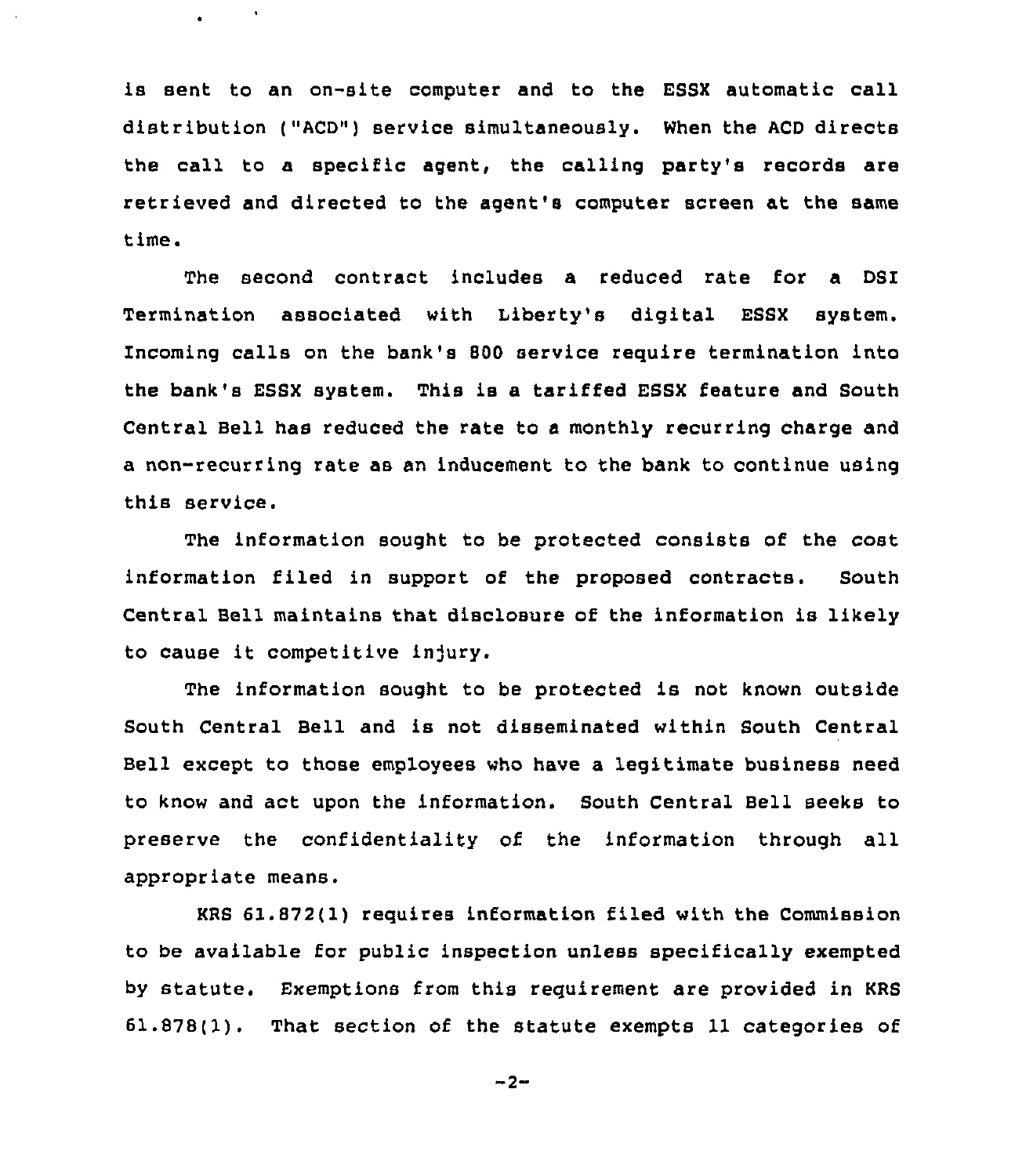is sent to an on-site computer and to the ESSX automatic call distribution ("ACD") service simultaneously. When the ACD directs the call to a specific agent, the calling party's records are retrieved and directed to the agent's computer screen at the same time.

The second contract includes a reduced rate for a DSI Termination associated with Liberty's digital ESSX system. Incoming calls on the bank's 800 service require termination into the bank's ESSX system. This is a tariffed ESSX feature and South Central Bell has reduced the rate to a monthly recurring charge and a non-recurring rate as an inducement to the bank to continue using this service.

The information sought to be protected consists of the cost information filed in support of the proposed contracts. South Central Bell maintains that disclosure of the information is likely to cause it competitive injury.

The information sought to be protected is not known outside South Central Bell and is not disseminated within South Central Bell except to those employees who have a legitimate business need to know and act upon the information. South Central Bell seeks to preserve the confidentiality of the information through all appropriate means.

KRS 61.872(1) requires information filed with the Commission to be available for public inspection unless specifically exempted by statute. Exemptions from this requirement are provided in KRS 61.878(1). That section of the statute exempts 11 categories of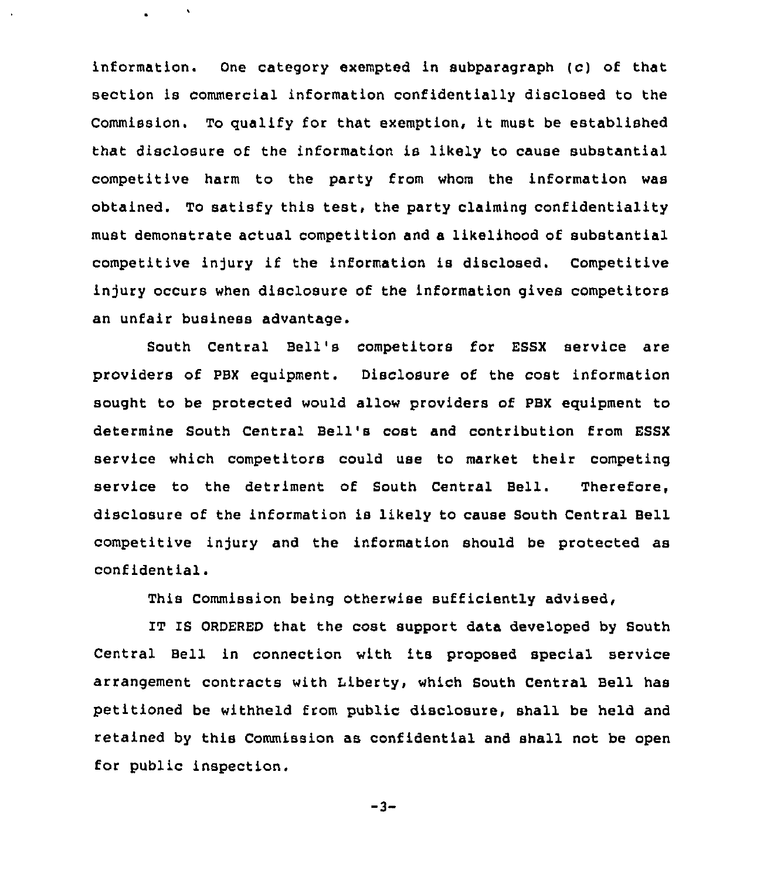information. One category exempted in subparagraph (c) of that section is commercial information confidentially disclosed to the Commission. To qualify for that exemption, it must be established that disclosure of the information is likely to cause substantial competitive harm to the party from whom the information was obtained. To satisfy this test, the party claiming confidentiality must demonstrate actual competition and a likelihood of substantial competitive injury if the information is disclosed. Competitive injury occurs when disclosure of the information gives competitors an unfair business advantage.

South Central Bell's competitors for ESSX service are providers of PBX equipment. Disclosure of the cost information sought to be protected would allow providers of PBX equipment to determine South Central Bell's cost and contribution from ESSX service which competitors could use to market their competing service to the detriment of South Central Bell. Therefore, disclosure of the information is likely to cause South Central Bell competitive injury and the information should be protected as confidential.

This Commission being otherwise sufficiently advised,

IT IS ORDERED that the cost support data developed by South Central Bell in connection with its proposed special service arrangement contracts with Liberty, which South Central Bell has petitioned be withheld from public disclosure, shall be held and retained by this Commission as confidential and shall not be open for public inspection.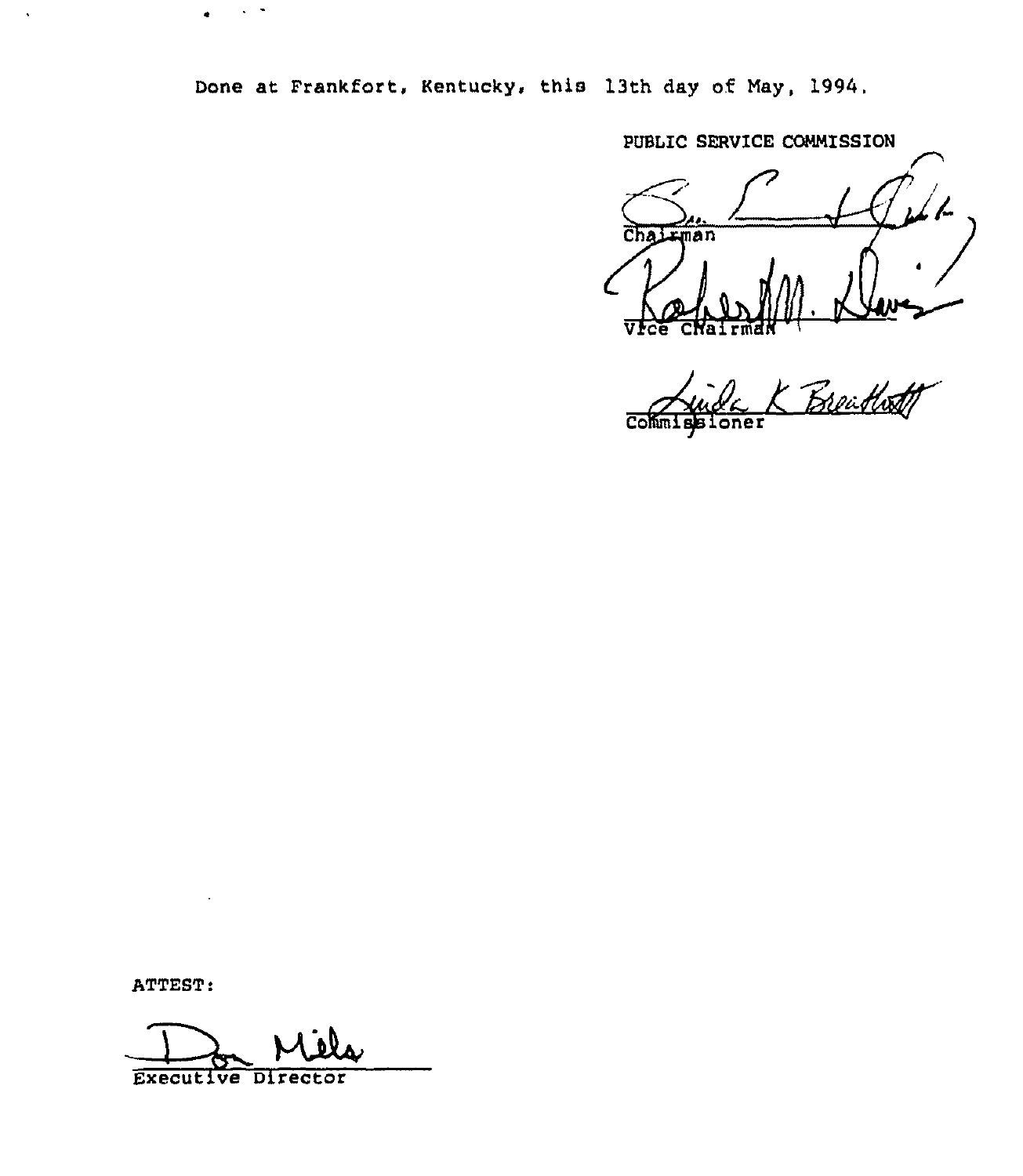Done at Frankfort, Kentucky, this 13th day of May, 1994.

PUBLIC SERVICE COMMISSION

Chairman

Vice Chairman

Commissioner

ATTEST:

Executive Director